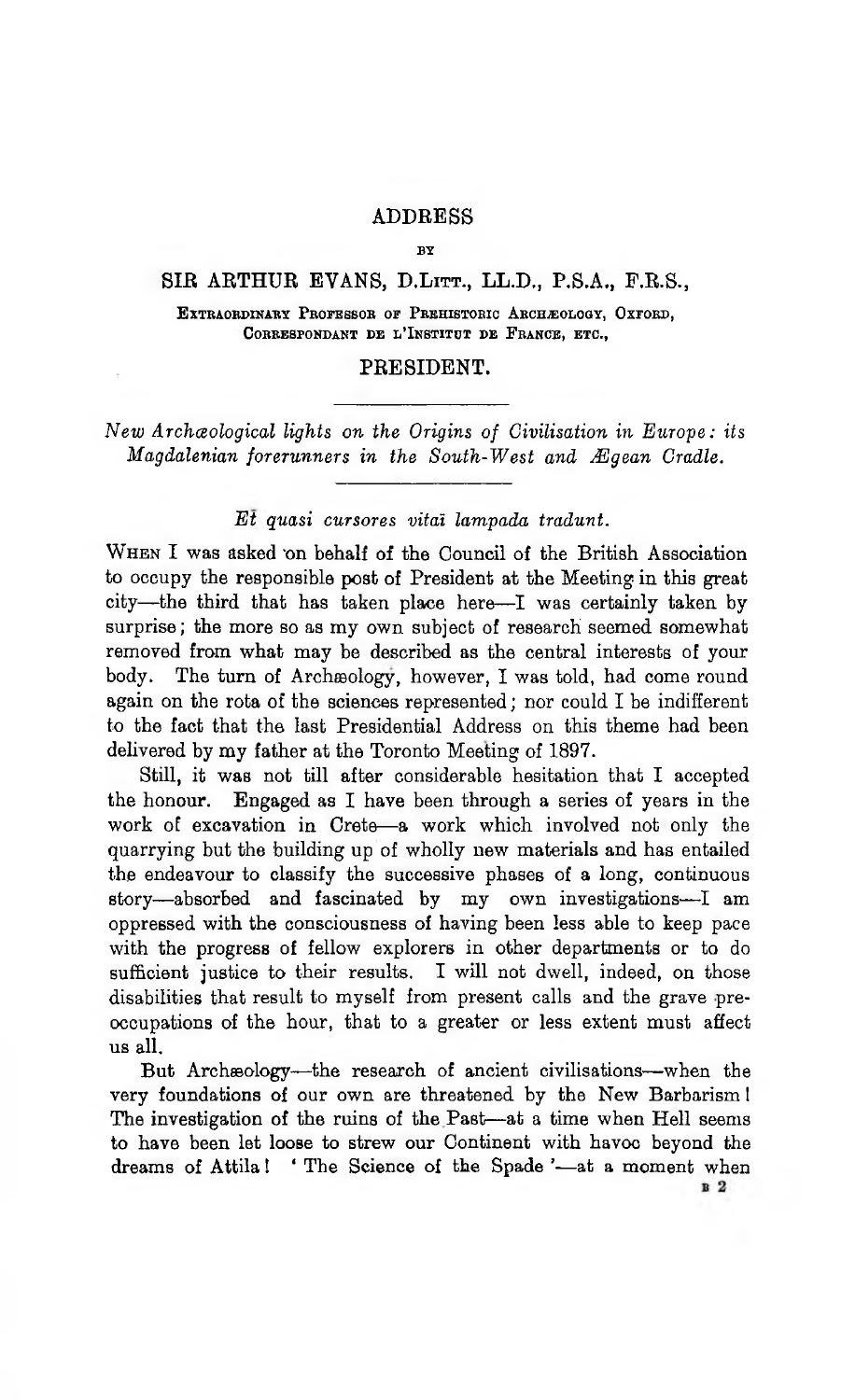# ADDRESS

BY

## SIR ARTHUR EVANS, D.Litt., LL.D., P.S.A., F.R.S.,

EXTRAORDINARY PROFESSOR OF PREHISTORIC ARCHÆOLOGY, OXFORD,
CORRESPONDANT DE L'INSTITUT DE FRANCE, ETC.,

## PRESIDENT.

---

*New Archæological lights on the Origins of Civilisation in Europe: its Magdalenian forerunners in the South-West and Ægean Cradle.*

---

*Et quasi cursores vitaï lampada tradunt.*

When I was asked on behalf of the Council of the British Association to occupy the responsible post of President at the Meeting in this great city—the third that has taken place here—I was certainly taken by surprise; the more so as my own subject of research seemed somewhat removed from what may be described as the central interests of your body. The turn of Archæology, however, I was told, had come round again on the rota of the sciences represented; nor could I be indifferent to the fact that the last Presidential Address on this theme had been delivered by my father at the Toronto Meeting of 1897.

Still, it was not till after considerable hesitation that I accepted the honour. Engaged as I have been through a series of years in the work of excavation in Crete—a work which involved not only the quarrying but the building up of wholly new materials and has entailed the endeavour to classify the successive phases of a long, continuous story—absorbed and fascinated by my own investigations—I am oppressed with the consciousness of having been less able to keep pace with the progress of fellow explorers in other departments or to do sufficient justice to their results. I will not dwell, indeed, on those disabilities that result to myself from present calls and the grave preoccupations of the hour, that to a greater or less extent must affect us all.

But Archæology—the research of ancient civilisations—when the very foundations of our own are threatened by the New Barbarism! The investigation of the ruins of the Past—at a time when Hell seems to have been let loose to strew our Continent with havoc beyond the dreams of Attila! 'The Science of the Spade'—at a moment when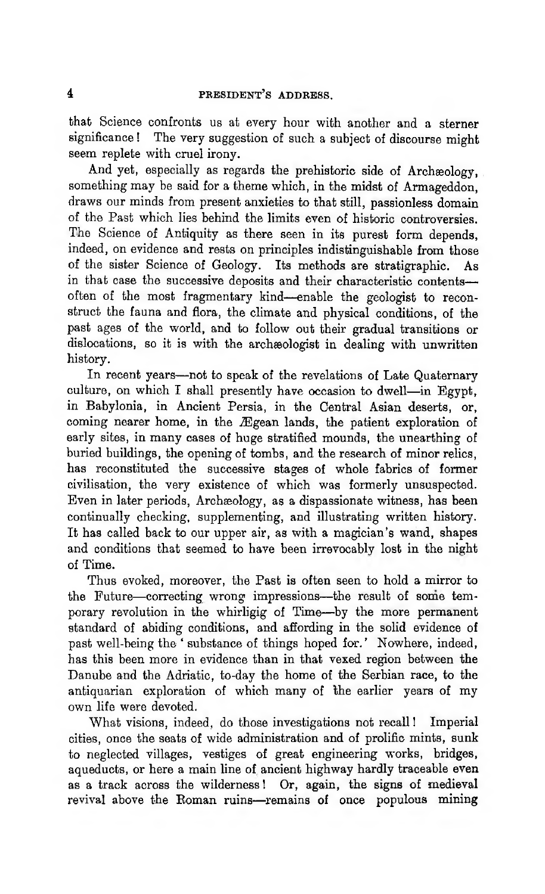that Science confronts us at every hour with another and a sterner significance! The very suggestion of such a subject of discourse might seem replete with cruel irony.

And yet, especially as regards the prehistoric side of Archæology, something may be said for a theme which, in the midst of Armageddon, draws our minds from present anxieties to that still, passionless domain of the Past which lies behind the limits even of historic controversies. The Science of Antiquity as there seen in its purest form depends, indeed, on evidence and rests on principles indistinguishable from those of the sister Science of Geology. Its methods are stratigraphic. As in that case the successive deposits and their characteristic contents—often of the most fragmentary kind—enable the geologist to reconstruct the fauna and flora, the climate and physical conditions, of the past ages of the world, and to follow out their gradual transitions or dislocations, so it is with the archæologist in dealing with unwritten history.

In recent years—not to speak of the revelations of Late Quaternary culture, on which I shall presently have occasion to dwell—in Egypt, in Babylonia, in Ancient Persia, in the Central Asian deserts, or, coming nearer home, in the Ægean lands, the patient exploration of early sites, in many cases of huge stratified mounds, the unearthing of buried buildings, the opening of tombs, and the research of minor relics, has reconstituted the successive stages of whole fabrics of former civilisation, the very existence of which was formerly unsuspected. Even in later periods, Archæology, as a dispassionate witness, has been continually checking, supplementing, and illustrating written history. It has called back to our upper air, as with a magician's wand, shapes and conditions that seemed to have been irrevocably lost in the night of Time.

Thus evoked, moreover, the Past is often seen to hold a mirror to the Future—correcting wrong impressions—the result of some temporary revolution in the whirligig of Time—by the more permanent standard of abiding conditions, and affording in the solid evidence of past well-being the 'substance of things hoped for.' Nowhere, indeed, has this been more in evidence than in that vexed region between the Danube and the Adriatic, to-day the home of the Serbian race, to the antiquarian exploration of which many of the earlier years of my own life were devoted.

What visions, indeed, do those investigations not recall! Imperial cities, once the seats of wide administration and of prolific mints, sunk to neglected villages, vestiges of great engineering works, bridges, aqueducts, or here a main line of ancient highway hardly traceable even as a track across the wilderness! Or, again, the signs of medieval revival above the Roman ruins—remains of once populous mining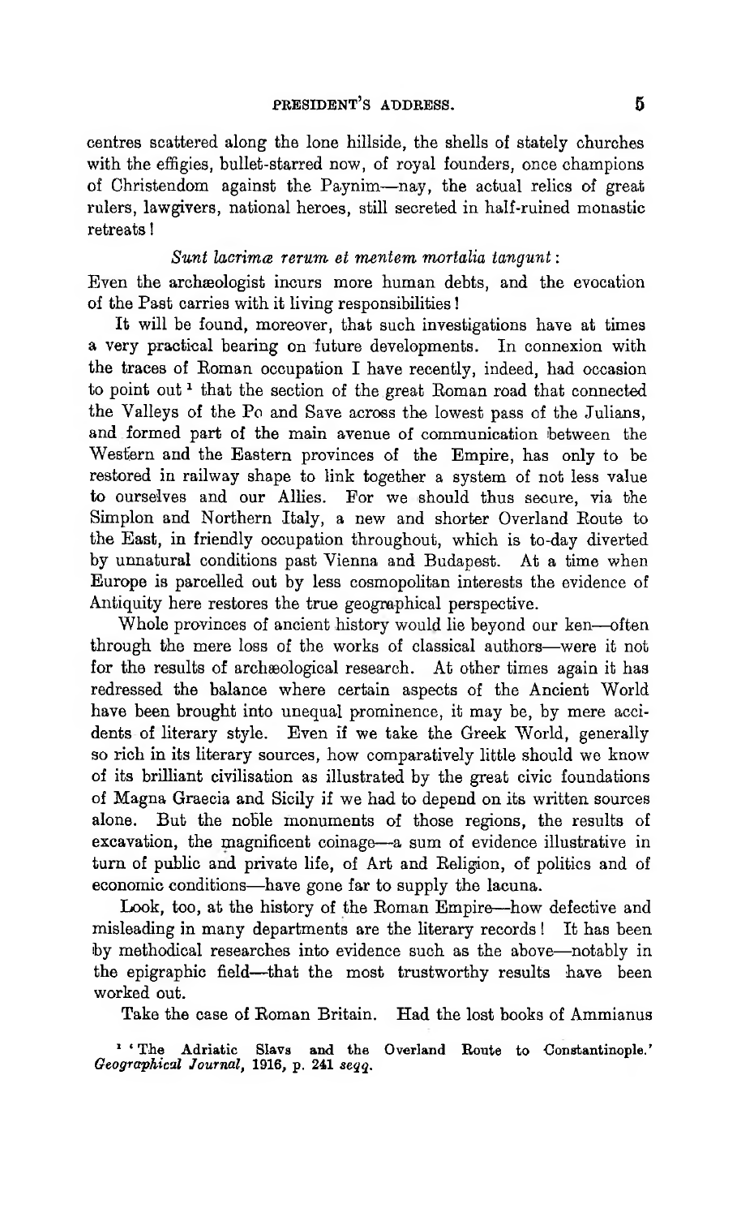centres scattered along the lone hillside, the shells of stately churches with the effigies, bullet-starred now, of royal founders, once champions of Christendom against the Paynim—nay, the actual relics of great rulers, lawgivers, national heroes, still secreted in half-ruined monastic retreats!

*Sunt lacrimæ rerum et mentem mortalia tangunt*:

Even the archæologist incurs more human debts, and the evocation of the Past carries with it living responsibilities!

It will be found, moreover, that such investigations have at times a very practical bearing on future developments. In connexion with the traces of Roman occupation I have recently, indeed, had occasion to point out [1] that the section of the great Roman road that connected the Valleys of the Po and Save across the lowest pass of the Julians, and formed part of the main avenue of communication between the Western and the Eastern provinces of the Empire, has only to be restored in railway shape to link together a system of not less value to ourselves and our Allies. For we should thus secure, via the Simplon and Northern Italy, a new and shorter Overland Route to the East, in friendly occupation throughout, which is to-day diverted by unnatural conditions past Vienna and Budapest. At a time when Europe is parcelled out by less cosmopolitan interests the evidence of Antiquity here restores the true geographical perspective.

Whole provinces of ancient history would lie beyond our ken—often through the mere loss of the works of classical authors—were it not for the results of archæological research. At other times again it has redressed the balance where certain aspects of the Ancient World have been brought into unequal prominence, it may be, by mere accidents of literary style. Even if we take the Greek World, generally so rich in its literary sources, how comparatively little should we know of its brilliant civilisation as illustrated by the great civic foundations of Magna Graecia and Sicily if we had to depend on its written sources alone. But the noble monuments of those regions, the results of excavation, the magnificent coinage—a sum of evidence illustrative in turn of public and private life, of Art and Religion, of politics and of economic conditions—have gone far to supply the lacuna.

Look, too, at the history of the Roman Empire—how defective and misleading in many departments are the literary records! It has been by methodical researches into evidence such as the above—notably in the epigraphic field—that the most trustworthy results have been worked out.

Take the case of Roman Britain. Had the lost books of Ammianus

[1] 'The Adriatic Slavs and the Overland Route to Constantinople.' *Geographical Journal*, 1916, p. 241 *seqq.*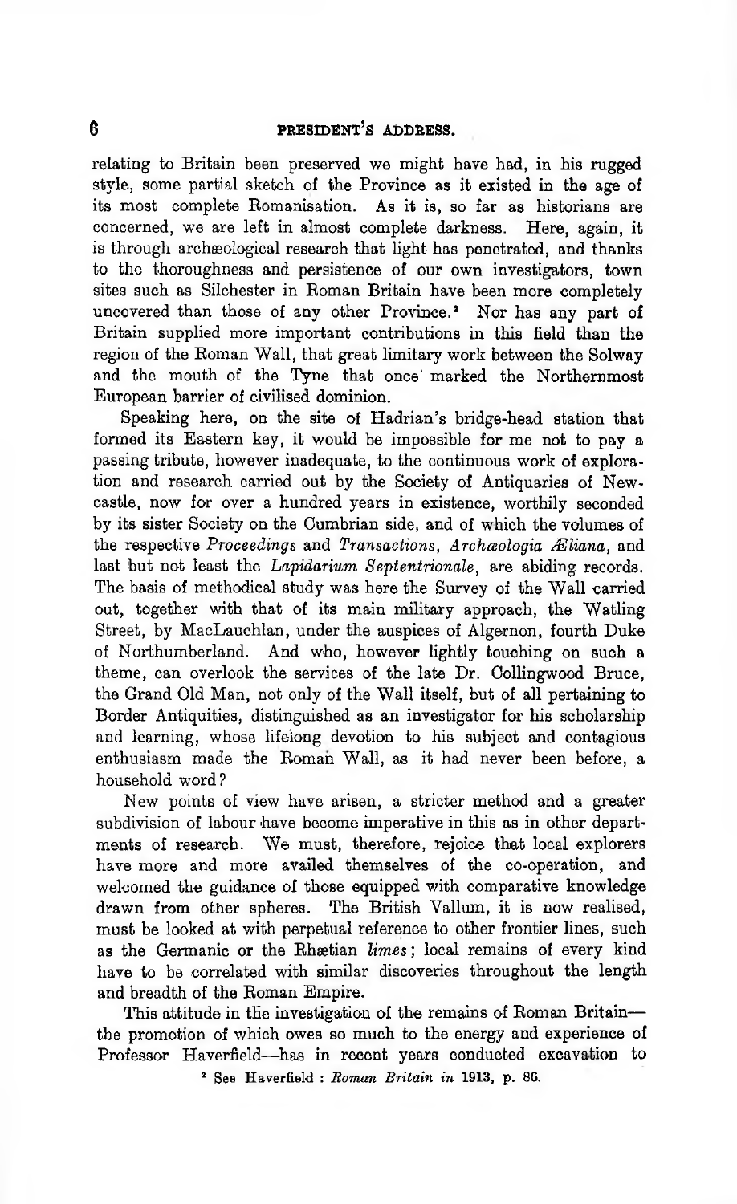relating to Britain been preserved we might have had, in his rugged style, some partial sketch of the Province as it existed in the age of its most complete Romanisation. As it is, so far as historians are concerned, we are left in almost complete darkness. Here, again, it is through archæological research that light has penetrated, and thanks to the thoroughness and persistence of our own investigators, town sites such as Silchester in Roman Britain have been more completely uncovered than those of any other Province.[2] Nor has any part of Britain supplied more important contributions in this field than the region of the Roman Wall, that great limitary work between the Solway and the mouth of the Tyne that once marked the Northernmost European barrier of civilised dominion.

Speaking here, on the site of Hadrian's bridge-head station that formed its Eastern key, it would be impossible for me not to pay a passing tribute, however inadequate, to the continuous work of exploration and research carried out by the Society of Antiquaries of Newcastle, now for over a hundred years in existence, worthily seconded by its sister Society on the Cumbrian side, and of which the volumes of the respective *Proceedings* and *Transactions*, *Archæologia Æliana*, and last but not least the *Lapidarium Septentrionale*, are abiding records. The basis of methodical study was here the Survey of the Wall carried out, together with that of its main military approach, the Watling Street, by MacLauchlan, under the auspices of Algernon, fourth Duke of Northumberland. And who, however lightly touching on such a theme, can overlook the services of the late Dr. Collingwood Bruce, the Grand Old Man, not only of the Wall itself, but of all pertaining to Border Antiquities, distinguished as an investigator for his scholarship and learning, whose lifelong devotion to his subject and contagious enthusiasm made the Roman Wall, as it had never been before, a household word?

New points of view have arisen, a stricter method and a greater subdivision of labour have become imperative in this as in other departments of research. We must, therefore, rejoice that local explorers have more and more availed themselves of the co-operation, and welcomed the guidance of those equipped with comparative knowledge drawn from other spheres. The British Vallum, it is now realised, must be looked at with perpetual reference to other frontier lines, such as the Germanic or the Rhætian *limes*; local remains of every kind have to be correlated with similar discoveries throughout the length and breadth of the Roman Empire.

This attitude in the investigation of the remains of Roman Britain—the promotion of which owes so much to the energy and experience of Professor Haverfield—has in recent years conducted excavation to

[2] See Haverfield: *Roman Britain in* 1913, p. 86.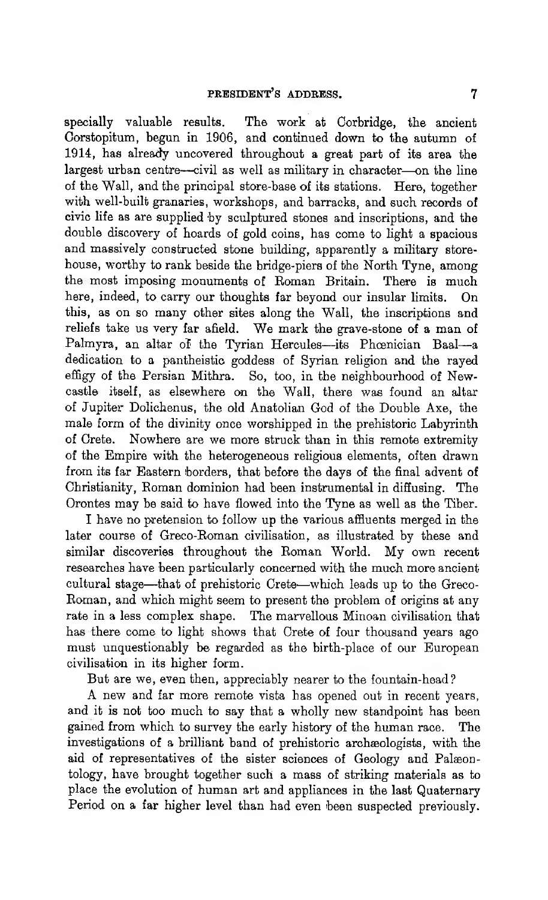specially valuable results. The work at Corbridge, the ancient Corstopitum, begun in 1906, and continued down to the autumn of 1914, has already uncovered throughout a great part of its area the largest urban centre—civil as well as military in character—on the line of the Wall, and the principal store-base of its stations. Here, together with well-built granaries, workshops, and barracks, and such records of civic life as are supplied by sculptured stones and inscriptions, and the double discovery of hoards of gold coins, has come to light a spacious and massively constructed stone building, apparently a military storehouse, worthy to rank beside the bridge-piers of the North Tyne, among the most imposing monuments of Roman Britain. There is much here, indeed, to carry our thoughts far beyond our insular limits. On this, as on so many other sites along the Wall, the inscriptions and reliefs take us very far afield. We mark the grave-stone of a man of Palmyra, an altar of the Tyrian Hercules—its Phœnician Baal—a dedication to a pantheistic goddess of Syrian religion and the rayed effigy of the Persian Mithra. So, too, in the neighbourhood of Newcastle itself, as elsewhere on the Wall, there was found an altar of Jupiter Dolichenus, the old Anatolian God of the Double Axe, the male form of the divinity once worshipped in the prehistoric Labyrinth of Crete. Nowhere are we more struck than in this remote extremity of the Empire with the heterogeneous religious elements, often drawn from its far Eastern borders, that before the days of the final advent of Christianity, Roman dominion had been instrumental in diffusing. The Orontes may be said to have flowed into the Tyne as well as the Tiber.

I have no pretension to follow up the various affluents merged in the later course of Greco-Roman civilisation, as illustrated by these and similar discoveries throughout the Roman World. My own recent researches have been particularly concerned with the much more ancient cultural stage—that of prehistoric Crete—which leads up to the Greco-Roman, and which might seem to present the problem of origins at any rate in a less complex shape. The marvellous Minoan civilisation that has there come to light shows that Crete of four thousand years ago must unquestionably be regarded as the birth-place of our European civilisation in its higher form.

But are we, even then, appreciably nearer to the fountain-head?

A new and far more remote vista has opened out in recent years, and it is not too much to say that a wholly new standpoint has been gained from which to survey the early history of the human race. The investigations of a brilliant band of prehistoric archæologists, with the aid of representatives of the sister sciences of Geology and Palæontology, have brought together such a mass of striking materials as to place the evolution of human art and appliances in the last Quaternary Period on a far higher level than had even been suspected previously.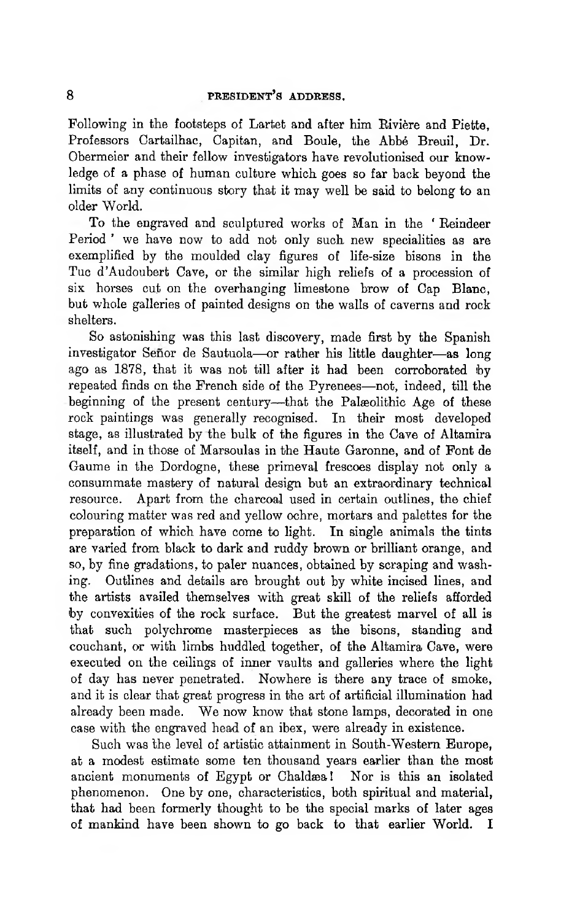Following in the footsteps of Lartet and after him Rivière and Piette, Professors Cartailhac, Capitan, and Boule, the Abbé Breuil, Dr. Obermeier and their fellow investigators have revolutionised our knowledge of a phase of human culture which goes so far back beyond the limits of any continuous story that it may well be said to belong to an older World.

To the engraved and sculptured works of Man in the 'Reindeer Period' we have now to add not only such new specialities as are exemplified by the moulded clay figures of life-size bisons in the Tuc d'Audoubert Cave, or the similar high reliefs of a procession of six horses cut on the overhanging limestone brow of Cap Blanc, but whole galleries of painted designs on the walls of caverns and rock shelters.

So astonishing was this last discovery, made first by the Spanish investigator Señor de Sautuola—or rather his little daughter—as long ago as 1878, that it was not till after it had been corroborated by repeated finds on the French side of the Pyrenees—not, indeed, till the beginning of the present century—that the Palæolithic Age of these rock paintings was generally recognised. In their most developed stage, as illustrated by the bulk of the figures in the Cave of Altamira itself, and in those of Marsoulas in the Haute Garonne, and of Font de Gaume in the Dordogne, these primeval frescoes display not only a consummate mastery of natural design but an extraordinary technical resource. Apart from the charcoal used in certain outlines, the chief colouring matter was red and yellow ochre, mortars and palettes for the preparation of which have come to light. In single animals the tints are varied from black to dark and ruddy brown or brilliant orange, and so, by fine gradations, to paler nuances, obtained by scraping and washing. Outlines and details are brought out by white incised lines, and the artists availed themselves with great skill of the reliefs afforded by convexities of the rock surface. But the greatest marvel of all is that such polychrome masterpieces as the bisons, standing and couchant, or with limbs huddled together, of the Altamira Cave, were executed on the ceilings of inner vaults and galleries where the light of day has never penetrated. Nowhere is there any trace of smoke, and it is clear that great progress in the art of artificial illumination had already been made. We now know that stone lamps, decorated in one case with the engraved head of an ibex, were already in existence.

Such was the level of artistic attainment in South-Western Europe, at a modest estimate some ten thousand years earlier than the most ancient monuments of Egypt or Chaldæa! Nor is this an isolated phenomenon. One by one, characteristics, both spiritual and material, that had been formerly thought to be the special marks of later ages of mankind have been shown to go back to that earlier World. I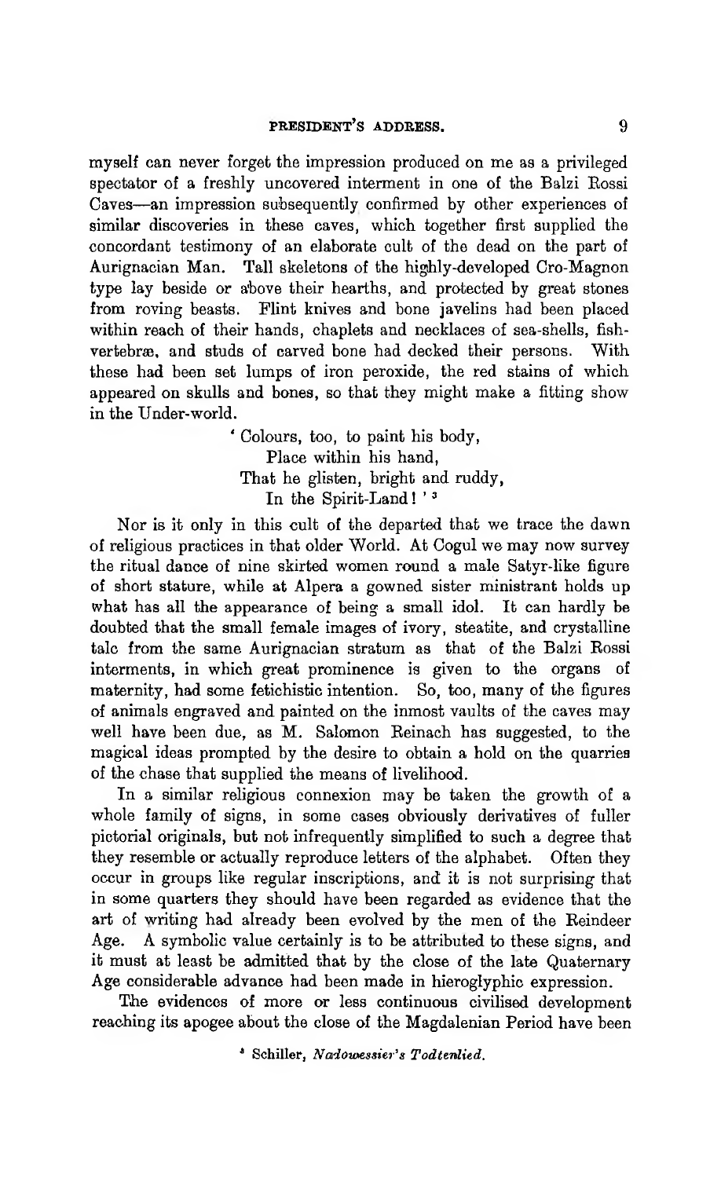myself can never forget the impression produced on me as a privileged spectator of a freshly uncovered interment in one of the Balzi Rossi Caves—an impression subsequently confirmed by other experiences of similar discoveries in these caves, which together first supplied the concordant testimony of an elaborate cult of the dead on the part of Aurignacian Man. Tall skeletons of the highly-developed Cro-Magnon type lay beside or above their hearths, and protected by great stones from roving beasts. Flint knives and bone javelins had been placed within reach of their hands, chaplets and necklaces of sea-shells, fish-vertebræ, and studs of carved bone had decked their persons. With these had been set lumps of iron peroxide, the red stains of which appeared on skulls and bones, so that they might make a fitting show in the Under-world.

> ' Colours, too, to paint his body,
> Place within his hand,
> That he glisten, bright and ruddy,
> In the Spirit-Land! ' [3]

Nor is it only in this cult of the departed that we trace the dawn of religious practices in that older World. At Cogul we may now survey the ritual dance of nine skirted women round a male Satyr-like figure of short stature, while at Alpera a gowned sister ministrant holds up what has all the appearance of being a small idol. It can hardly be doubted that the small female images of ivory, steatite, and crystalline talc from the same Aurignacian stratum as that of the Balzi Rossi interments, in which great prominence is given to the organs of maternity, had some fetichistic intention. So, too, many of the figures of animals engraved and painted on the inmost vaults of the caves may well have been due, as M. Salomon Reinach has suggested, to the magical ideas prompted by the desire to obtain a hold on the quarries of the chase that supplied the means of livelihood.

In a similar religious connexion may be taken the growth of a whole family of signs, in some cases obviously derivatives of fuller pictorial originals, but not infrequently simplified to such a degree that they resemble or actually reproduce letters of the alphabet. Often they occur in groups like regular inscriptions, and it is not surprising that in some quarters they should have been regarded as evidence that the art of writing had already been evolved by the men of the Reindeer Age. A symbolic value certainly is to be attributed to these signs, and it must at least be admitted that by the close of the late Quaternary Age considerable advance had been made in hieroglyphic expression.

The evidences of more or less continuous civilised development reaching its apogee about the close of the Magdalenian Period have been

[3] Schiller, *Nadowessier's Todtenlied.*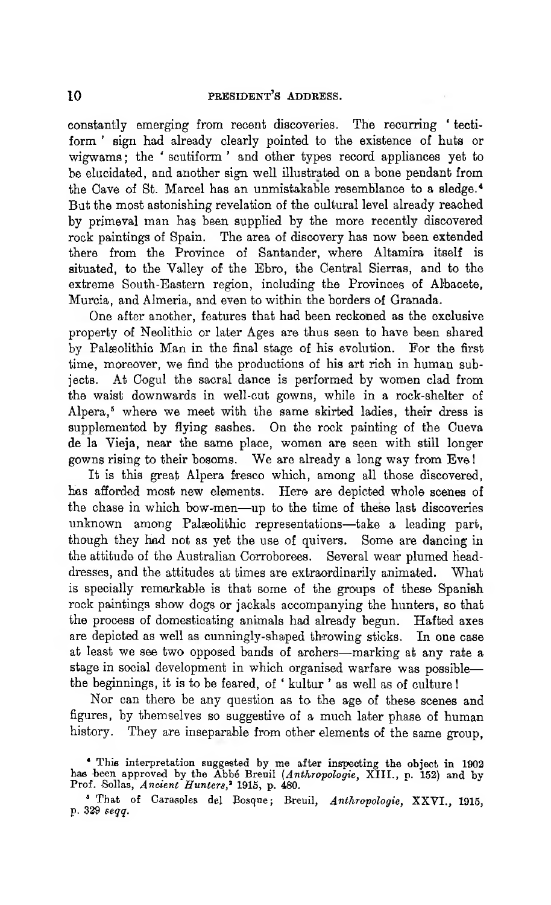constantly emerging from recent discoveries. The recurring 'tectiform' sign had already clearly pointed to the existence of huts or wigwams; the 'scutiform' and other types record appliances yet to be elucidated, and another sign well illustrated on a bone pendant from the Cave of St. Marcel has an unmistakable resemblance to a sledge.[4] But the most astonishing revelation of the cultural level already reached by primeval man has been supplied by the more recently discovered rock paintings of Spain. The area of discovery has now been extended there from the Province of Santander, where Altamira itself is situated, to the Valley of the Ebro, the Central Sierras, and to the extreme South-Eastern region, including the Provinces of Albacete, Murcia, and Almeria, and even to within the borders of Granada.

One after another, features that had been reckoned as the exclusive property of Neolithic or later Ages are thus seen to have been shared by Palæolithic Man in the final stage of his evolution. For the first time, moreover, we find the productions of his art rich in human subjects. At Cogul the sacral dance is performed by women clad from the waist downwards in well-cut gowns, while in a rock-shelter of Alpera,[5] where we meet with the same skirted ladies, their dress is supplemented by flying sashes. On the rock painting of the Cueva de la Vieja, near the same place, women are seen with still longer gowns rising to their bosoms. We are already a long way from Eve!

It is this great Alpera fresco which, among all those discovered, has afforded most new elements. Here are depicted whole scenes of the chase in which bow-men—up to the time of these last discoveries unknown among Palæolithic representations—take a leading part, though they had not as yet the use of quivers. Some are dancing in the attitude of the Australian Corroborees. Several wear plumed head-dresses, and the attitudes at times are extraordinarily animated. What is specially remarkable is that some of the groups of these Spanish rock paintings show dogs or jackals accompanying the hunters, so that the process of domesticating animals had already begun. Hafted axes are depicted as well as cunningly-shaped throwing sticks. In one case at least we see two opposed bands of archers—marking at any rate a stage in social development in which organised warfare was possible—the beginnings, it is to be feared, of 'kultur' as well as of culture!

Nor can there be any question as to the age of these scenes and figures, by themselves so suggestive of a much later phase of human history. They are inseparable from other elements of the same group,

[4] This interpretation suggested by me after inspecting the object in 1902 has been approved by the Abbé Breuil (*Anthropologie*, XIII., p. 152) and by Prof. Sollas, *Ancient Hunters*,[2] 1915, p. 480.

[5] That of Carasoles del Bosque; Breuil, *Anthropologie*, XXVI., 1915, p. 329 *seqq.*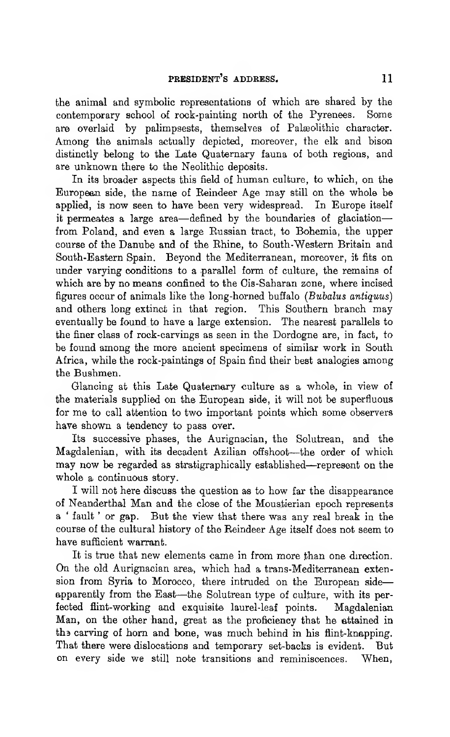the animal and symbolic representations of which are shared by the contemporary school of rock-painting north of the Pyrenees. Some are overlaid by palimpsests, themselves of Palæolithic character. Among the animals actually depicted, moreover, the elk and bison distinctly belong to the Late Quaternary fauna of both regions, and are unknown there to the Neolithic deposits.

In its broader aspects this field of human culture, to which, on the European side, the name of Reindeer Age may still on the whole be applied, is now seen to have been very widespread. In Europe itself it permeates a large area—defined by the boundaries of glaciation—from Poland, and even a large Russian tract, to Bohemia, the upper course of the Danube and of the Rhine, to South-Western Britain and South-Eastern Spain. Beyond the Mediterranean, moreover, it fits on under varying conditions to a parallel form of culture, the remains of which are by no means confined to the Cis-Saharan zone, where incised figures occur of animals like the long-horned buffalo (*Bubalus antiquus*) and others long extinct in that region. This Southern branch may eventually be found to have a large extension. The nearest parallels to the finer class of rock-carvings as seen in the Dordogne are, in fact, to be found among the more ancient specimens of similar work in South Africa, while the rock-paintings of Spain find their best analogies among the Bushmen.

Glancing at this Late Quaternary culture as a whole, in view of the materials supplied on the European side, it will not be superfluous for me to call attention to two important points which some observers have shown a tendency to pass over.

Its successive phases, the Aurignacian, the Solutrean, and the Magdalenian, with its decadent Azilian offshoot—the order of which may now be regarded as stratigraphically established—represent on the whole a continuous story.

I will not here discuss the question as to how far the disappearance of Neanderthal Man and the close of the Moustierian epoch represents a 'fault' or gap. But the view that there was any real break in the course of the cultural history of the Reindeer Age itself does not seem to have sufficient warrant.

It is true that new elements came in from more than one direction. On the old Aurignacian area, which had a trans-Mediterranean extension from Syria to Morocco, there intruded on the European side—apparently from the East—the Solutrean type of culture, with its perfected flint-working and exquisite laurel-leaf points. Magdalenian Man, on the other hand, great as the proficiency that he attained in the carving of horn and bone, was much behind in his flint-knapping. That there were dislocations and temporary set-backs is evident. But on every side we still note transitions and reminiscences. When,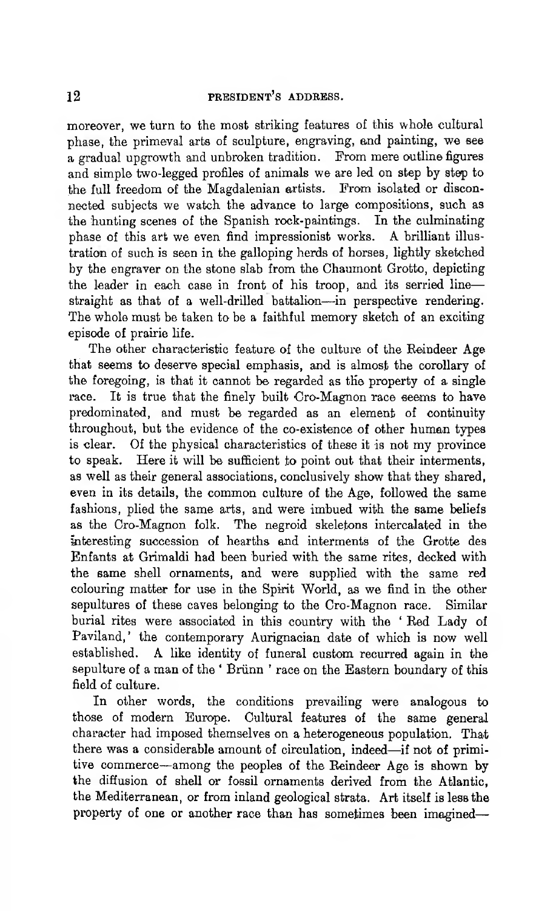moreover, we turn to the most striking features of this whole cultural phase, the primeval arts of sculpture, engraving, and painting, we see a gradual upgrowth and unbroken tradition. From mere outline figures and simple two-legged profiles of animals we are led on step by step to the full freedom of the Magdalenian artists. From isolated or disconnected subjects we watch the advance to large compositions, such as the hunting scenes of the Spanish rock-paintings. In the culminating phase of this art we even find impressionist works. A brilliant illustration of such is seen in the galloping herds of horses, lightly sketched by the engraver on the stone slab from the Chaumont Grotto, depicting the leader in each case in front of his troop, and its serried line—straight as that of a well-drilled battalion—in perspective rendering. The whole must be taken to be a faithful memory sketch of an exciting episode of prairie life.

The other characteristic feature of the culture of the Reindeer Age that seems to deserve special emphasis, and is almost the corollary of the foregoing, is that it cannot be regarded as the property of a single race. It is true that the finely built Cro-Magnon race seems to have predominated, and must be regarded as an element of continuity throughout, but the evidence of the co-existence of other human types is clear. Of the physical characteristics of these it is not my province to speak. Here it will be sufficient to point out that their interments, as well as their general associations, conclusively show that they shared, even in its details, the common culture of the Age, followed the same fashions, plied the same arts, and were imbued with the same beliefs as the Cro-Magnon folk. The negroid skeletons intercalated in the interesting succession of hearths and interments of the Grotte des Enfants at Grimaldi had been buried with the same rites, decked with the same shell ornaments, and were supplied with the same red colouring matter for use in the Spirit World, as we find in the other sepultures of these caves belonging to the Cro-Magnon race. Similar burial rites were associated in this country with the 'Red Lady of Paviland,' the contemporary Aurignacian date of which is now well established. A like identity of funeral custom recurred again in the sepulture of a man of the 'Brünn' race on the Eastern boundary of this field of culture.

In other words, the conditions prevailing were analogous to those of modern Europe. Cultural features of the same general character had imposed themselves on a heterogeneous population. That there was a considerable amount of circulation, indeed—if not of primitive commerce—among the peoples of the Reindeer Age is shown by the diffusion of shell or fossil ornaments derived from the Atlantic, the Mediterranean, or from inland geological strata. Art itself is less the property of one or another race than has sometimes been imagined—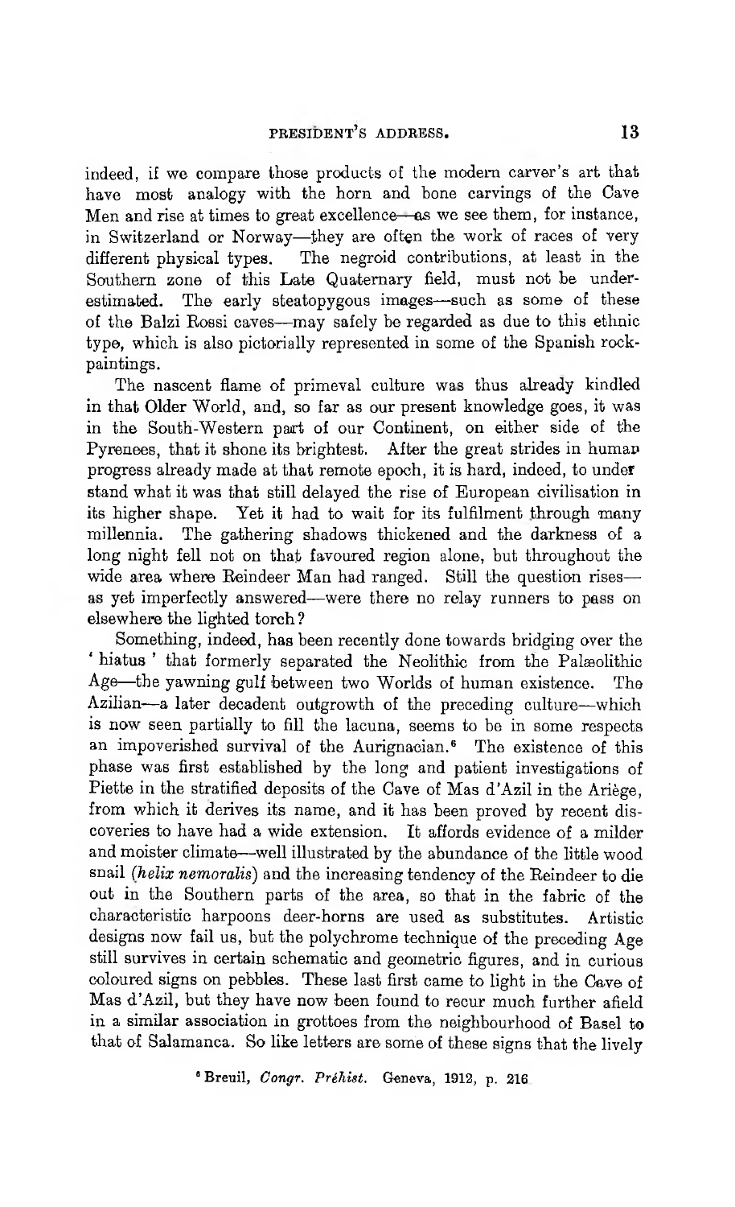indeed, if we compare those products of the modern carver's art that have most analogy with the horn and bone carvings of the Cave Men and rise at times to great excellence—as we see them, for instance, in Switzerland or Norway—they are often the work of races of very different physical types. The negroid contributions, at least in the Southern zone of this Late Quaternary field, must not be underestimated. The early steatopygous images—such as some of these of the Balzi Rossi caves—may safely be regarded as due to this ethnic type, which is also pictorially represented in some of the Spanish rock-paintings.

The nascent flame of primeval culture was thus already kindled in that Older World, and, so far as our present knowledge goes, it was in the South-Western part of our Continent, on either side of the Pyrenees, that it shone its brightest. After the great strides in human progress already made at that remote epoch, it is hard, indeed, to understand what it was that still delayed the rise of European civilisation in its higher shape. Yet it had to wait for its fulfilment through many millennia. The gathering shadows thickened and the darkness of a long night fell not on that favoured region alone, but throughout the wide area where Reindeer Man had ranged. Still the question rises—as yet imperfectly answered—were there no relay runners to pass on elsewhere the lighted torch?

Something, indeed, has been recently done towards bridging over the 'hiatus' that formerly separated the Neolithic from the Palæolithic Age—the yawning gulf between two Worlds of human existence. The Azilian—a later decadent outgrowth of the preceding culture—which is now seen partially to fill the lacuna, seems to be in some respects an impoverished survival of the Aurignacian.[6] The existence of this phase was first established by the long and patient investigations of Piette in the stratified deposits of the Cave of Mas d'Azil in the Ariège, from which it derives its name, and it has been proved by recent discoveries to have had a wide extension. It affords evidence of a milder and moister climate—well illustrated by the abundance of the little wood snail (*helix nemoralis*) and the increasing tendency of the Reindeer to die out in the Southern parts of the area, so that in the fabric of the characteristic harpoons deer-horns are used as substitutes. Artistic designs now fail us, but the polychrome technique of the preceding Age still survives in certain schematic and geometric figures, and in curious coloured signs on pebbles. These last first came to light in the Cave of Mas d'Azil, but they have now been found to recur much further afield in a similar association in grottoes from the neighbourhood of Basel to that of Salamanca. So like letters are some of these signs that the lively

[6] Breuil, *Congr. Préhist.* Geneva, 1912, p. 216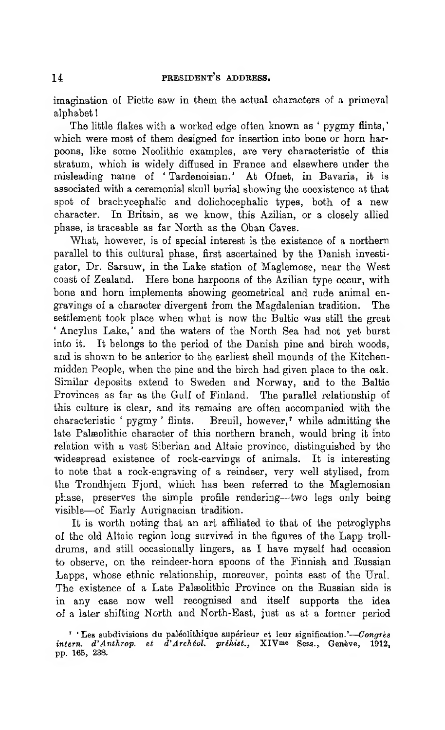imagination of Piette saw in them the actual characters of a primeval alphabet!

The little flakes with a worked edge often known as 'pygmy flints,' which were most of them designed for insertion into bone or horn harpoons, like some Neolithic examples, are very characteristic of this stratum, which is widely diffused in France and elsewhere under the misleading name of 'Tardenoisian.' At Ofnet, in Bavaria, it is associated with a ceremonial skull burial showing the coexistence at that spot of brachycephalic and dolichocephalic types, both of a new character. In Britain, as we know, this Azilian, or a closely allied phase, is traceable as far North as the Oban Caves.

What, however, is of special interest is the existence of a northern parallel to this cultural phase, first ascertained by the Danish investigator, Dr. Sarauw, in the Lake station of Maglemose, near the West coast of Zealand. Here bone harpoons of the Azilian type occur, with bone and horn implements showing geometrical and rude animal engravings of a character divergent from the Magdalenian tradition. The settlement took place when what is now the Baltic was still the great 'Ancylus Lake,' and the waters of the North Sea had not yet burst into it. It belongs to the period of the Danish pine and birch woods, and is shown to be anterior to the earliest shell mounds of the Kitchen-midden People, when the pine and the birch had given place to the oak. Similar deposits extend to Sweden and Norway, and to the Baltic Provinces as far as the Gulf of Finland. The parallel relationship of this culture is clear, and its remains are often accompanied with the characteristic 'pygmy' flints. Breuil, however,[7] while admitting the late Palæolithic character of this northern branch, would bring it into relation with a vast Siberian and Altaic province, distinguished by the widespread existence of rock-carvings of animals. It is interesting to note that a rock-engraving of a reindeer, very well stylised, from the Trondhjem Fjord, which has been referred to the Maglemosian phase, preserves the simple profile rendering—two legs only being visible—of Early Aurignacian tradition.

It is worth noting that an art affiliated to that of the petroglyphs of the old Altaic region long survived in the figures of the Lapp troll-drums, and still occasionally lingers, as I have myself had occasion to observe, on the reindeer-horn spoons of the Finnish and Russian Lapps, whose ethnic relationship, moreover, points east of the Ural. The existence of a Late Palæolithic Province on the Russian side is in any case now well recognised and itself supports the idea of a later shifting North and North-East, just as at a former period

[7] 'Les subdivisions du paléolithique supérieur et leur signification.'—*Congrès intern. d'Anthrop. et d'Archéol. préhist.*, XIVme Sess., Genève, 1912, pp. 165, 238.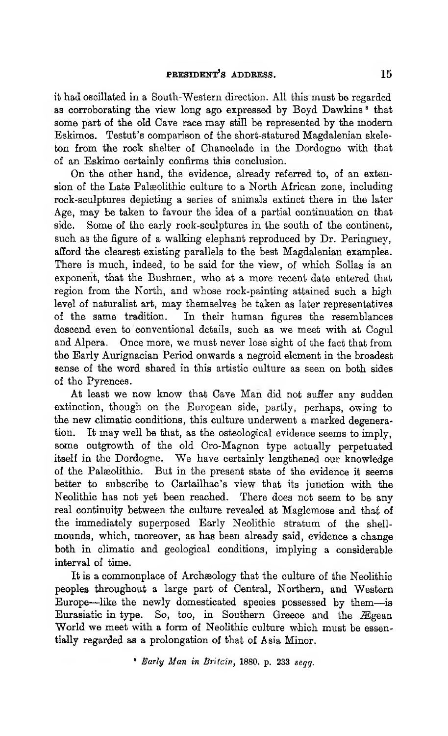it had oscillated in a South-Western direction. All this must be regarded as corroborating the view long ago expressed by Boyd Dawkins [8] that some part of the old Cave race may still be represented by the modern Eskimos. Testut's comparison of the short-statured Magdalenian skeleton from the rock shelter of Chancelade in the Dordogne with that of an Eskimo certainly confirms this conclusion.

On the other hand, the evidence, already referred to, of an extension of the Late Palæolithic culture to a North African zone, including rock-sculptures depicting a series of animals extinct there in the later Age, may be taken to favour the idea of a partial continuation on that side. Some of the early rock-sculptures in the south of the continent, such as the figure of a walking elephant reproduced by Dr. Peringuey, afford the clearest existing parallels to the best Magdalenian examples. There is much, indeed, to be said for the view, of which Sollas is an exponent, that the Bushmen, who at a more recent date entered that region from the North, and whose rock-painting attained such a high level of naturalist art, may themselves be taken as later representatives of the same tradition. In their human figures the resemblances descend even to conventional details, such as we meet with at Cogul and Alpera. Once more, we must never lose sight of the fact that from the Early Aurignacian Period onwards a negroid element in the broadest sense of the word shared in this artistic culture as seen on both sides of the Pyrenees.

At least we now know that Cave Man did not suffer any sudden extinction, though on the European side, partly, perhaps, owing to the new climatic conditions, this culture underwent a marked degeneration. It may well be that, as the osteological evidence seems to imply, some outgrowth of the old Cro-Magnon type actually perpetuated itself in the Dordogne. We have certainly lengthened our knowledge of the Palæolithic. But in the present state of the evidence it seems better to subscribe to Cartailhac's view that its junction with the Neolithic has not yet been reached. There does not seem to be any real continuity between the culture revealed at Maglemose and that of the immediately superposed Early Neolithic stratum of the shell-mounds, which, moreover, as has been already said, evidence a change both in climatic and geological conditions, implying a considerable interval of time.

It is a commonplace of Archæology that the culture of the Neolithic peoples throughout a large part of Central, Northern, and Western Europe—like the newly domesticated species possessed by them—is Eurasiatic in type. So, too, in Southern Greece and the Ægean World we meet with a form of Neolithic culture which must be essentially regarded as a prolongation of that of Asia Minor.

[8] *Early Man in Britain*, 1880, p. 233 *seqq.*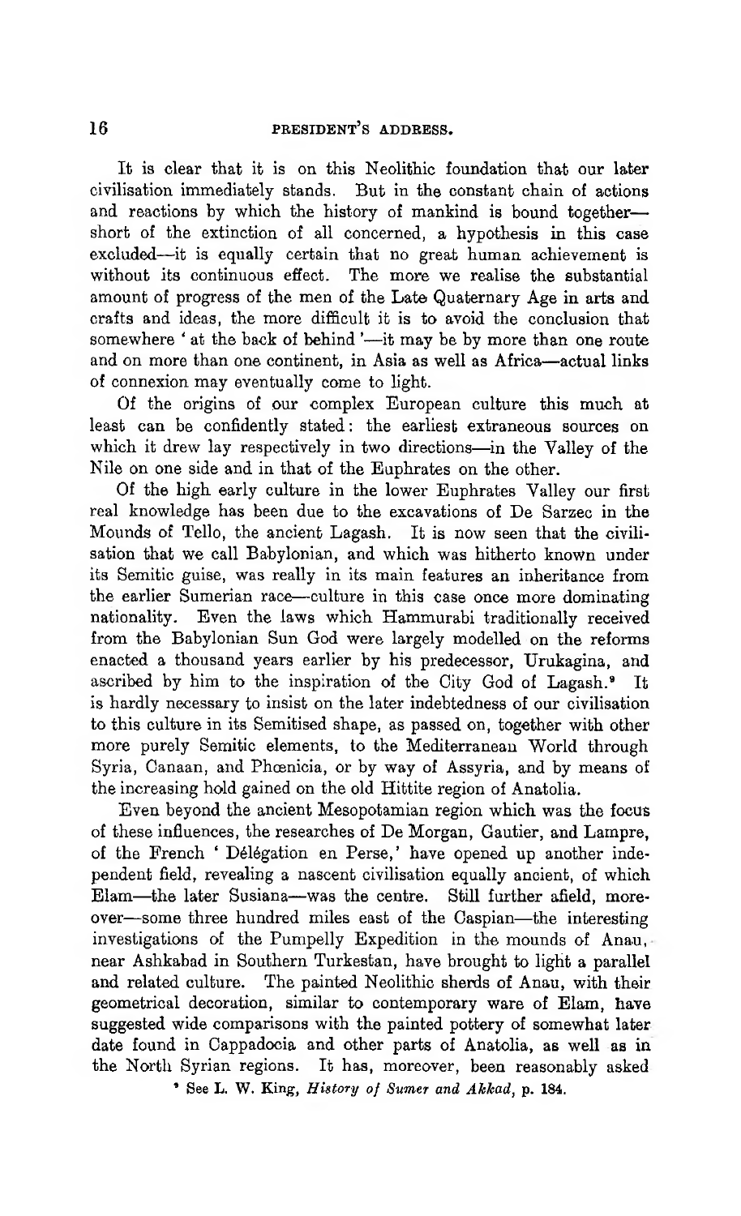It is clear that it is on this Neolithic foundation that our later civilisation immediately stands. But in the constant chain of actions and reactions by which the history of mankind is bound together—short of the extinction of all concerned, a hypothesis in this case excluded—it is equally certain that no great human achievement is without its continuous effect. The more we realise the substantial amount of progress of the men of the Late Quaternary Age in arts and crafts and ideas, the more difficult it is to avoid the conclusion that somewhere 'at the back of behind'—it may be by more than one route and on more than one continent, in Asia as well as Africa—actual links of connexion may eventually come to light.

Of the origins of our complex European culture this much at least can be confidently stated: the earliest extraneous sources on which it drew lay respectively in two directions—in the Valley of the Nile on one side and in that of the Euphrates on the other.

Of the high early culture in the lower Euphrates Valley our first real knowledge has been due to the excavations of De Sarzec in the Mounds of Tello, the ancient Lagash. It is now seen that the civilisation that we call Babylonian, and which was hitherto known under its Semitic guise, was really in its main features an inheritance from the earlier Sumerian race—culture in this case once more dominating nationality. Even the laws which Hammurabi traditionally received from the Babylonian Sun God were largely modelled on the reforms enacted a thousand years earlier by his predecessor, Urukagina, and ascribed by him to the inspiration of the City God of Lagash.[9] It is hardly necessary to insist on the later indebtedness of our civilisation to this culture in its Semitised shape, as passed on, together with other more purely Semitic elements, to the Mediterranean World through Syria, Canaan, and Phœnicia, or by way of Assyria, and by means of the increasing hold gained on the old Hittite region of Anatolia.

Even beyond the ancient Mesopotamian region which was the focus of these influences, the researches of De Morgan, Gautier, and Lampre, of the French 'Délégation en Perse,' have opened up another independent field, revealing a nascent civilisation equally ancient, of which Elam—the later Susiana—was the centre. Still further afield, moreover—some three hundred miles east of the Caspian—the interesting investigations of the Pumpelly Expedition in the mounds of Anau, near Ashkabad in Southern Turkestan, have brought to light a parallel and related culture. The painted Neolithic sherds of Anau, with their geometrical decoration, similar to contemporary ware of Elam, have suggested wide comparisons with the painted pottery of somewhat later date found in Cappadocia and other parts of Anatolia, as well as in the North Syrian regions. It has, moreover, been reasonably asked

[9] See L. W. King, *History of Sumer and Akkad*, p. 184.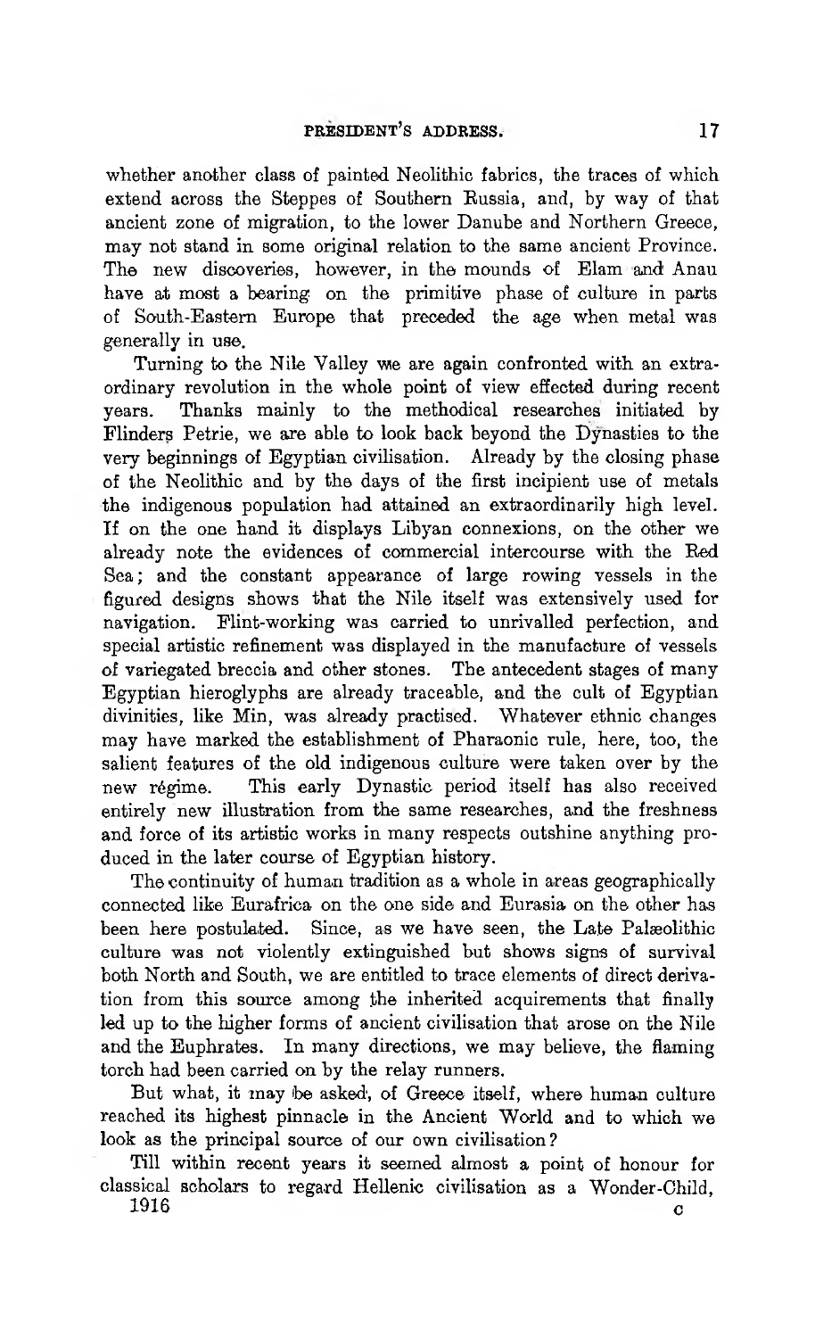whether another class of painted Neolithic fabrics, the traces of which extend across the Steppes of Southern Russia, and, by way of that ancient zone of migration, to the lower Danube and Northern Greece, may not stand in some original relation to the same ancient Province. The new discoveries, however, in the mounds of Elam and Anau have at most a bearing on the primitive phase of culture in parts of South-Eastern Europe that preceded the age when metal was generally in use.

Turning to the Nile Valley we are again confronted with an extraordinary revolution in the whole point of view effected during recent years. Thanks mainly to the methodical researches initiated by Flinders Petrie, we are able to look back beyond the Dynasties to the very beginnings of Egyptian civilisation. Already by the closing phase of the Neolithic and by the days of the first incipient use of metals the indigenous population had attained an extraordinarily high level. If on the one hand it displays Libyan connexions, on the other we already note the evidences of commercial intercourse with the Red Sea; and the constant appearance of large rowing vessels in the figured designs shows that the Nile itself was extensively used for navigation. Flint-working was carried to unrivalled perfection, and special artistic refinement was displayed in the manufacture of vessels of variegated breccia and other stones. The antecedent stages of many Egyptian hieroglyphs are already traceable, and the cult of Egyptian divinities, like Min, was already practised. Whatever ethnic changes may have marked the establishment of Pharaonic rule, here, too, the salient features of the old indigenous culture were taken over by the new régime. This early Dynastic period itself has also received entirely new illustration from the same researches, and the freshness and force of its artistic works in many respects outshine anything produced in the later course of Egyptian history.

The continuity of human tradition as a whole in areas geographically connected like Eurafrica on the one side and Eurasia on the other has been here postulated. Since, as we have seen, the Late Palæolithic culture was not violently extinguished but shows signs of survival both North and South, we are entitled to trace elements of direct derivation from this source among the inherited acquirements that finally led up to the higher forms of ancient civilisation that arose on the Nile and the Euphrates. In many directions, we may believe, the flaming torch had been carried on by the relay runners.

But what, it may be asked, of Greece itself, where human culture reached its highest pinnacle in the Ancient World and to which we look as the principal source of our own civilisation?

Till within recent years it seemed almost a point of honour for classical scholars to regard Hellenic civilisation as a Wonder-Child,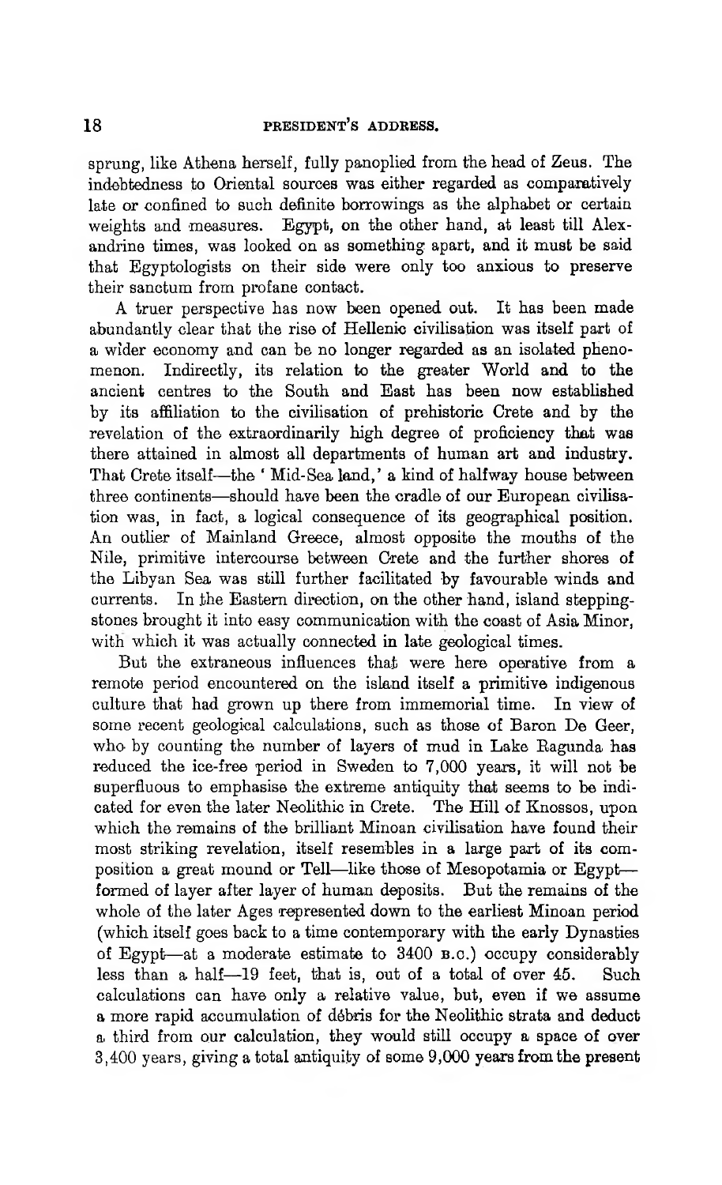sprung, like Athena herself, fully panoplied from the head of Zeus. The indebtedness to Oriental sources was either regarded as comparatively late or confined to such definite borrowings as the alphabet or certain weights and measures. Egypt, on the other hand, at least till Alexandrine times, was looked on as something apart, and it must be said that Egyptologists on their side were only too anxious to preserve their sanctum from profane contact.

A truer perspective has now been opened out. It has been made abundantly clear that the rise of Hellenic civilisation was itself part of a wider economy and can be no longer regarded as an isolated phenomenon. Indirectly, its relation to the greater World and to the ancient centres to the South and East has been now established by its affiliation to the civilisation of prehistoric Crete and by the revelation of the extraordinarily high degree of proficiency that was there attained in almost all departments of human art and industry. That Crete itself—the 'Mid-Sea land,' a kind of halfway house between three continents—should have been the cradle of our European civilisation was, in fact, a logical consequence of its geographical position. An outlier of Mainland Greece, almost opposite the mouths of the Nile, primitive intercourse between Crete and the further shores of the Libyan Sea was still further facilitated by favourable winds and currents. In the Eastern direction, on the other hand, island stepping-stones brought it into easy communication with the coast of Asia Minor, with which it was actually connected in late geological times.

But the extraneous influences that were here operative from a remote period encountered on the island itself a primitive indigenous culture that had grown up there from immemorial time. In view of some recent geological calculations, such as those of Baron De Geer, who by counting the number of layers of mud in Lake Ragunda has reduced the ice-free period in Sweden to 7,000 years, it will not be superfluous to emphasise the extreme antiquity that seems to be indicated for even the later Neolithic in Crete. The Hill of Knossos, upon which the remains of the brilliant Minoan civilisation have found their most striking revelation, itself resembles in a large part of its composition a great mound or Tell—like those of Mesopotamia or Egypt—formed of layer after layer of human deposits. But the remains of the whole of the later Ages represented down to the earliest Minoan period (which itself goes back to a time contemporary with the early Dynasties of Egypt—at a moderate estimate to 3400 B.C.) occupy considerably less than a half—19 feet, that is, out of a total of over 45. Such calculations can have only a relative value, but, even if we assume a more rapid accumulation of débris for the Neolithic strata and deduct a third from our calculation, they would still occupy a space of over 3,400 years, giving a total antiquity of some 9,000 years from the present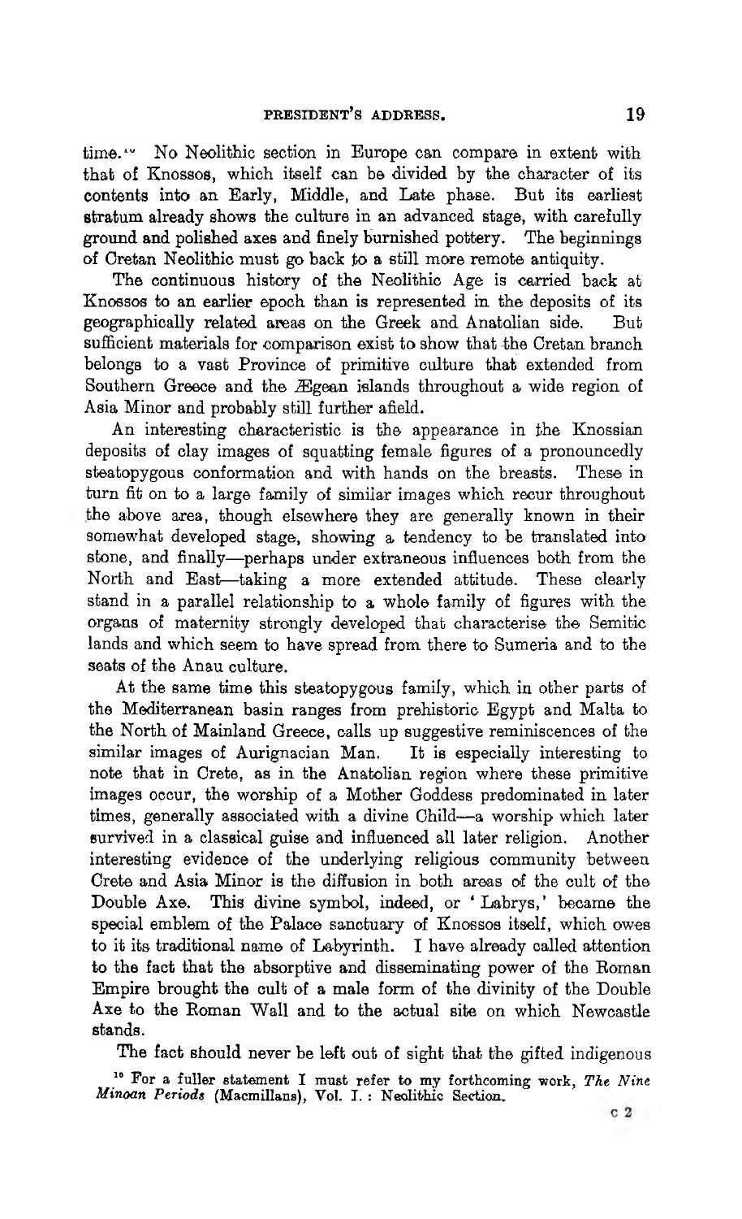time.[10] No Neolithic section in Europe can compare in extent with that of Knossos, which itself can be divided by the character of its contents into an Early, Middle, and Late phase. But its earliest stratum already shows the culture in an advanced stage, with carefully ground and polished axes and finely burnished pottery. The beginnings of Cretan Neolithic must go back to a still more remote antiquity.

The continuous history of the Neolithic Age is carried back at Knossos to an earlier epoch than is represented in the deposits of its geographically related areas on the Greek and Anatolian side. But sufficient materials for comparison exist to show that the Cretan branch belongs to a vast Province of primitive culture that extended from Southern Greece and the Ægean islands throughout a wide region of Asia Minor and probably still further afield.

An interesting characteristic is the appearance in the Knossian deposits of clay images of squatting female figures of a pronouncedly steatopygous conformation and with hands on the breasts. These in turn fit on to a large family of similar images which recur throughout the above area, though elsewhere they are generally known in their somewhat developed stage, showing a tendency to be translated into stone, and finally—perhaps under extraneous influences both from the North and East—taking a more extended attitude. These clearly stand in a parallel relationship to a whole family of figures with the organs of maternity strongly developed that characterise the Semitic lands and which seem to have spread from there to Sumeria and to the seats of the Anau culture.

At the same time this steatopygous family, which in other parts of the Mediterranean basin ranges from prehistoric Egypt and Malta to the North of Mainland Greece, calls up suggestive reminiscences of the similar images of Aurignacian Man. It is especially interesting to note that in Crete, as in the Anatolian region where these primitive images occur, the worship of a Mother Goddess predominated in later times, generally associated with a divine Child—a worship which later survived in a classical guise and influenced all later religion. Another interesting evidence of the underlying religious community between Crete and Asia Minor is the diffusion in both areas of the cult of the Double Axe. This divine symbol, indeed, or 'Labrys,' became the special emblem of the Palace sanctuary of Knossos itself, which owes to it its traditional name of Labyrinth. I have already called attention to the fact that the absorptive and disseminating power of the Roman Empire brought the cult of a male form of the divinity of the Double Axe to the Roman Wall and to the actual site on which Newcastle stands.

The fact should never be left out of sight that the gifted indigenous

[10] For a fuller statement I must refer to my forthcoming work, *The Nine Minoan Periods* (Macmillans), Vol. I.: Neolithic Section.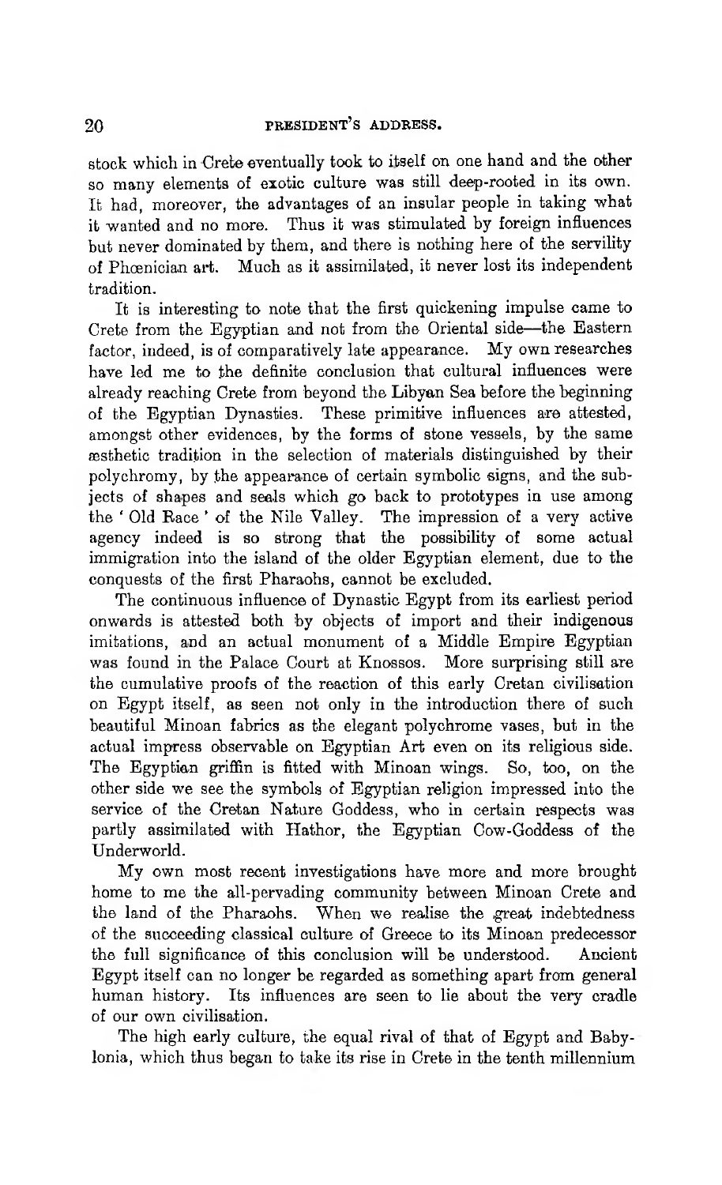stock which in Crete eventually took to itself on one hand and the other so many elements of exotic culture was still deep-rooted in its own. It had, moreover, the advantages of an insular people in taking what it wanted and no more. Thus it was stimulated by foreign influences but never dominated by them, and there is nothing here of the servility of Phœnician art. Much as it assimilated, it never lost its independent tradition.

It is interesting to note that the first quickening impulse came to Crete from the Egyptian and not from the Oriental side—the Eastern factor, indeed, is of comparatively late appearance. My own researches have led me to the definite conclusion that cultural influences were already reaching Crete from beyond the Libyan Sea before the beginning of the Egyptian Dynasties. These primitive influences are attested, amongst other evidences, by the forms of stone vessels, by the same æsthetic tradition in the selection of materials distinguished by their polychromy, by the appearance of certain symbolic signs, and the subjects of shapes and seals which go back to prototypes in use among the 'Old Race' of the Nile Valley. The impression of a very active agency indeed is so strong that the possibility of some actual immigration into the island of the older Egyptian element, due to the conquests of the first Pharaohs, cannot be excluded.

The continuous influence of Dynastic Egypt from its earliest period onwards is attested both by objects of import and their indigenous imitations, and an actual monument of a Middle Empire Egyptian was found in the Palace Court at Knossos. More surprising still are the cumulative proofs of the reaction of this early Cretan civilisation on Egypt itself, as seen not only in the introduction there of such beautiful Minoan fabrics as the elegant polychrome vases, but in the actual impress observable on Egyptian Art even on its religious side. The Egyptian griffin is fitted with Minoan wings. So, too, on the other side we see the symbols of Egyptian religion impressed into the service of the Cretan Nature Goddess, who in certain respects was partly assimilated with Hathor, the Egyptian Cow-Goddess of the Underworld.

My own most recent investigations have more and more brought home to me the all-pervading community between Minoan Crete and the land of the Pharaohs. When we realise the great indebtedness of the succeeding classical culture of Greece to its Minoan predecessor the full significance of this conclusion will be understood. Ancient Egypt itself can no longer be regarded as something apart from general human history. Its influences are seen to lie about the very cradle of our own civilisation.

The high early culture, the equal rival of that of Egypt and Babylonia, which thus began to take its rise in Crete in the tenth millennium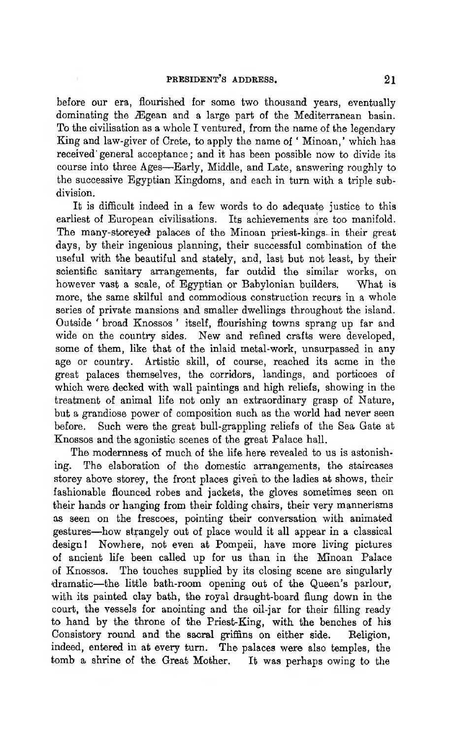before our era, flourished for some two thousand years, eventually dominating the Ægean and a large part of the Mediterranean basin. To the civilisation as a whole I ventured, from the name of the legendary King and law-giver of Crete, to apply the name of 'Minoan,' which has received general acceptance; and it has been possible now to divide its course into three Ages—Early, Middle, and Late, answering roughly to the successive Egyptian Kingdoms, and each in turn with a triple subdivision.

It is difficult indeed in a few words to do adequate justice to this earliest of European civilisations. Its achievements are too manifold. The many-storeyed palaces of the Minoan priest-kings in their great days, by their ingenious planning, their successful combination of the useful with the beautiful and stately, and, last but not least, by their scientific sanitary arrangements, far outdid the similar works, on however vast a scale, of Egyptian or Babylonian builders. What is more, the same skilful and commodious construction recurs in a whole series of private mansions and smaller dwellings throughout the island. Outside 'broad Knossos' itself, flourishing towns sprang up far and wide on the country sides. New and refined crafts were developed, some of them, like that of the inlaid metal-work, unsurpassed in any age or country. Artistic skill, of course, reached its acme in the great palaces themselves, the corridors, landings, and porticoes of which were decked with wall paintings and high reliefs, showing in the treatment of animal life not only an extraordinary grasp of Nature, but a grandiose power of composition such as the world had never seen before. Such were the great bull-grappling reliefs of the Sea Gate at Knossos and the agonistic scenes of the great Palace hall.

The modernness of much of the life here revealed to us is astonishing. The elaboration of the domestic arrangements, the staircases storey above storey, the front places given to the ladies at shows, their fashionable flounced robes and jackets, the gloves sometimes seen on their hands or hanging from their folding chairs, their very mannerisms as seen on the frescoes, pointing their conversation with animated gestures—how strangely out of place would it all appear in a classical design! Nowhere, not even at Pompeii, have more living pictures of ancient life been called up for us than in the Minoan Palace of Knossos. The touches supplied by its closing scene are singularly dramatic—the little bath-room opening out of the Queen's parlour, with its painted clay bath, the royal draught-board flung down in the court, the vessels for anointing and the oil-jar for their filling ready to hand by the throne of the Priest-King, with the benches of his Consistory round and the sacral griffins on either side. Religion, indeed, entered in at every turn. The palaces were also temples, the tomb a shrine of the Great Mother. It was perhaps owing to the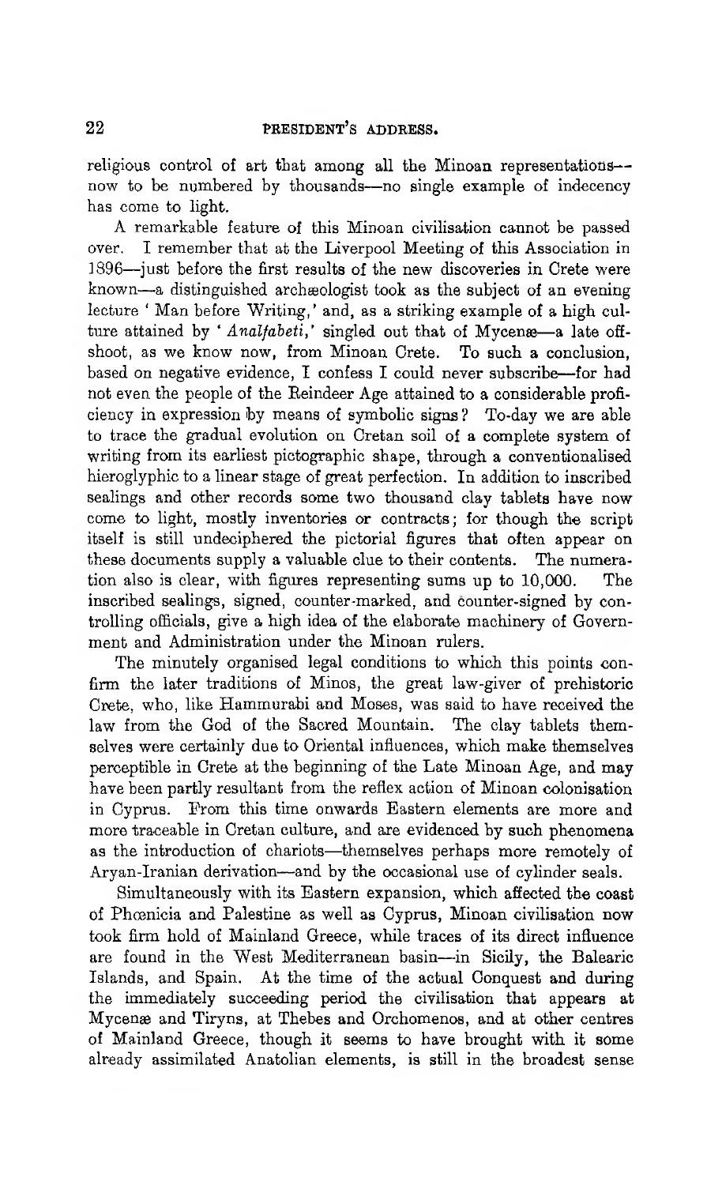religious control of art that among all the Minoan representations—now to be numbered by thousands—no single example of indecency has come to light.

A remarkable feature of this Minoan civilisation cannot be passed over. I remember that at the Liverpool Meeting of this Association in 1896—just before the first results of the new discoveries in Crete were known—a distinguished archæologist took as the subject of an evening lecture 'Man before Writing,' and, as a striking example of a high culture attained by '*Analfabeti*,' singled out that of Mycenæ—a late offshoot, as we know now, from Minoan Crete. To such a conclusion, based on negative evidence, I confess I could never subscribe—for had not even the people of the Reindeer Age attained to a considerable proficiency in expression by means of symbolic signs? To-day we are able to trace the gradual evolution on Cretan soil of a complete system of writing from its earliest pictographic shape, through a conventionalised hieroglyphic to a linear stage of great perfection. In addition to inscribed sealings and other records some two thousand clay tablets have now come to light, mostly inventories or contracts; for though the script itself is still undeciphered the pictorial figures that often appear on these documents supply a valuable clue to their contents. The numeration also is clear, with figures representing sums up to 10,000. The inscribed sealings, signed, counter-marked, and counter-signed by controlling officials, give a high idea of the elaborate machinery of Government and Administration under the Minoan rulers.

The minutely organised legal conditions to which this points confirm the later traditions of Minos, the great law-giver of prehistoric Crete, who, like Hammurabi and Moses, was said to have received the law from the God of the Sacred Mountain. The clay tablets themselves were certainly due to Oriental influences, which make themselves perceptible in Crete at the beginning of the Late Minoan Age, and may have been partly resultant from the reflex action of Minoan colonisation in Cyprus. From this time onwards Eastern elements are more and more traceable in Cretan culture, and are evidenced by such phenomena as the introduction of chariots—themselves perhaps more remotely of Aryan-Iranian derivation—and by the occasional use of cylinder seals.

Simultaneously with its Eastern expansion, which affected the coast of Phœnicia and Palestine as well as Cyprus, Minoan civilisation now took firm hold of Mainland Greece, while traces of its direct influence are found in the West Mediterranean basin—in Sicily, the Balearic Islands, and Spain. At the time of the actual Conquest and during the immediately succeeding period the civilisation that appears at Mycenæ and Tiryns, at Thebes and Orchomenos, and at other centres of Mainland Greece, though it seems to have brought with it some already assimilated Anatolian elements, is still in the broadest sense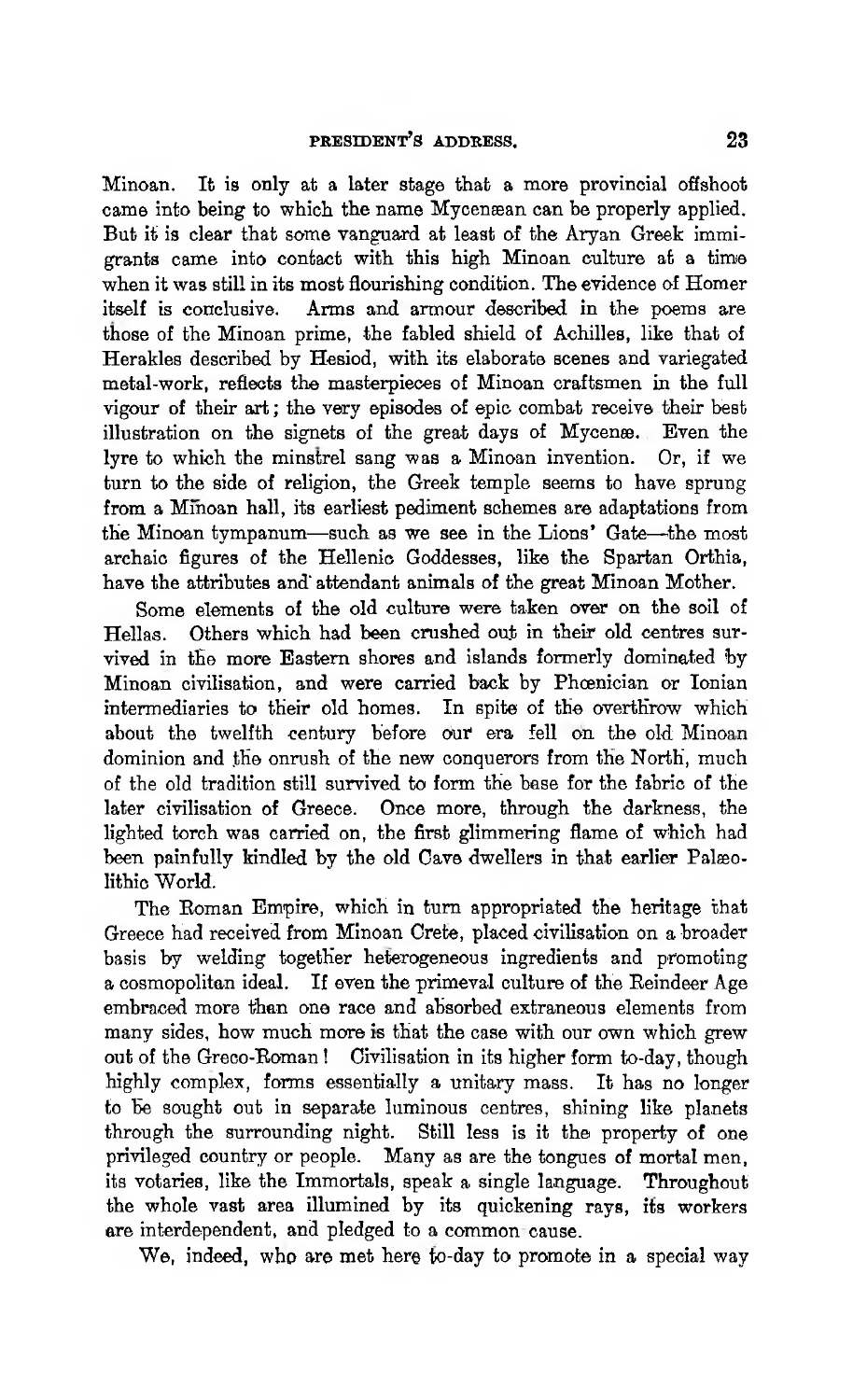Minoan. It is only at a later stage that a more provincial offshoot came into being to which the name Mycenæan can be properly applied. But it is clear that some vanguard at least of the Aryan Greek immigrants came into contact with this high Minoan culture at a time when it was still in its most flourishing condition. The evidence of Homer itself is conclusive. Arms and armour described in the poems are those of the Minoan prime, the fabled shield of Achilles, like that of Herakles described by Hesiod, with its elaborate scenes and variegated metal-work, reflects the masterpieces of Minoan craftsmen in the full vigour of their art; the very episodes of epic combat receive their best illustration on the signets of the great days of Mycenæ. Even the lyre to which the minstrel sang was a Minoan invention. Or, if we turn to the side of religion, the Greek temple seems to have sprung from a Minoan hall, its earliest pediment schemes are adaptations from the Minoan tympanum—such as we see in the Lions' Gate—the most archaic figures of the Hellenic Goddesses, like the Spartan Orthia, have the attributes and attendant animals of the great Minoan Mother.

Some elements of the old culture were taken over on the soil of Hellas. Others which had been crushed out in their old centres survived in the more Eastern shores and islands formerly dominated by Minoan civilisation, and were carried back by Phœnician or Ionian intermediaries to their old homes. In spite of the overthrow which about the twelfth century before our era fell on the old Minoan dominion and the onrush of the new conquerors from the North, much of the old tradition still survived to form the base for the fabric of the later civilisation of Greece. Once more, through the darkness, the lighted torch was carried on, the first glimmering flame of which had been painfully kindled by the old Cave dwellers in that earlier Palæolithic World.

The Roman Empire, which in turn appropriated the heritage that Greece had received from Minoan Crete, placed civilisation on a broader basis by welding together heterogeneous ingredients and promoting a cosmopolitan ideal. If even the primeval culture of the Reindeer Age embraced more than one race and absorbed extraneous elements from many sides, how much more is that the case with our own which grew out of the Greco-Roman! Civilisation in its higher form to-day, though highly complex, forms essentially a unitary mass. It has no longer to be sought out in separate luminous centres, shining like planets through the surrounding night. Still less is it the property of one privileged country or people. Many as are the tongues of mortal men, its votaries, like the Immortals, speak a single language. Throughout the whole vast area illumined by its quickening rays, its workers are interdependent, and pledged to a common cause.

We, indeed, who are met here to-day to promote in a special way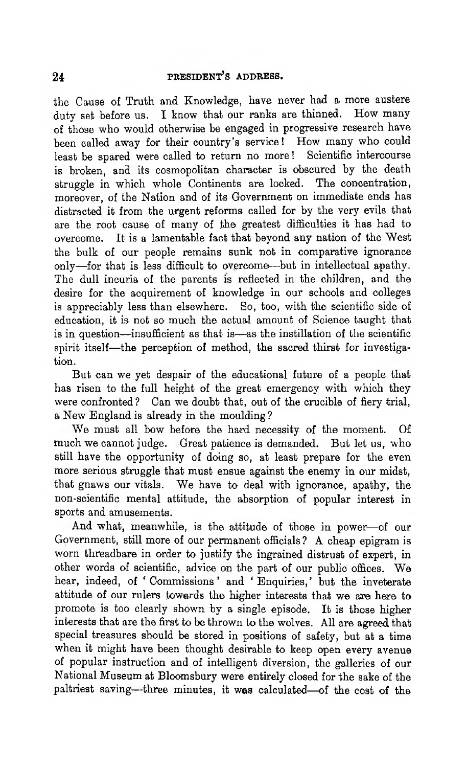the Cause of Truth and Knowledge, have never had a more austere duty set before us. I know that our ranks are thinned. How many of those who would otherwise be engaged in progressive research have been called away for their country's service! How many who could least be spared were called to return no more! Scientific intercourse is broken, and its cosmopolitan character is obscured by the death struggle in which whole Continents are locked. The concentration, moreover, of the Nation and of its Government on immediate ends has distracted it from the urgent reforms called for by the very evils that are the root cause of many of the greatest difficulties it has had to overcome. It is a lamentable fact that beyond any nation of the West the bulk of our people remains sunk not in comparative ignorance only—for that is less difficult to overcome—but in intellectual apathy. The dull incuria of the parents is reflected in the children, and the desire for the acquirement of knowledge in our schools and colleges is appreciably less than elsewhere. So, too, with the scientific side of education, it is not so much the actual amount of Science taught that is in question—insufficient as that is—as the instillation of the scientific spirit itself—the perception of method, the sacred thirst for investigation.

But can we yet despair of the educational future of a people that has risen to the full height of the great emergency with which they were confronted? Can we doubt that, out of the crucible of fiery trial, a New England is already in the moulding?

We must all bow before the hard necessity of the moment. Of much we cannot judge. Great patience is demanded. But let us, who still have the opportunity of doing so, at least prepare for the even more serious struggle that must ensue against the enemy in our midst, that gnaws our vitals. We have to deal with ignorance, apathy, the non-scientific mental attitude, the absorption of popular interest in sports and amusements.

And what, meanwhile, is the attitude of those in power—of our Government, still more of our permanent officials? A cheap epigram is worn threadbare in order to justify the ingrained distrust of expert, in other words of scientific, advice on the part of our public offices. We hear, indeed, of 'Commissions' and 'Enquiries,' but the inveterate attitude of our rulers towards the higher interests that we are here to promote is too clearly shown by a single episode. It is those higher interests that are the first to be thrown to the wolves. All are agreed that special treasures should be stored in positions of safety, but at a time when it might have been thought desirable to keep open every avenue of popular instruction and of intelligent diversion, the galleries of our National Museum at Bloomsbury were entirely closed for the sake of the paltriest saving—three minutes, it was calculated—of the cost of the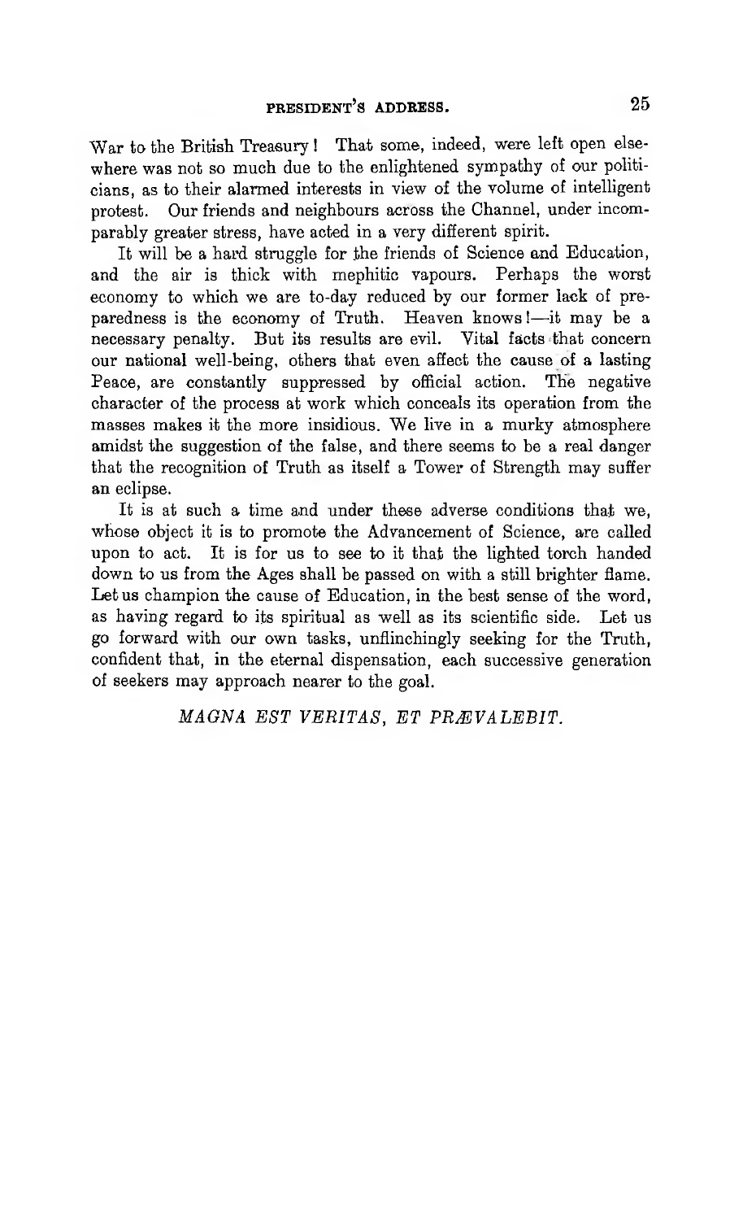War to the British Treasury! That some, indeed, were left open elsewhere was not so much due to the enlightened sympathy of our politicians, as to their alarmed interests in view of the volume of intelligent protest. Our friends and neighbours across the Channel, under incomparably greater stress, have acted in a very different spirit.

It will be a hard struggle for the friends of Science and Education, and the air is thick with mephitic vapours. Perhaps the worst economy to which we are to-day reduced by our former lack of preparedness is the economy of Truth. Heaven knows!—it may be a necessary penalty. But its results are evil. Vital facts that concern our national well-being, others that even affect the cause of a lasting Peace, are constantly suppressed by official action. The negative character of the process at work which conceals its operation from the masses makes it the more insidious. We live in a murky atmosphere amidst the suggestion of the false, and there seems to be a real danger that the recognition of Truth as itself a Tower of Strength may suffer an eclipse.

It is at such a time and under these adverse conditions that we, whose object it is to promote the Advancement of Science, are called upon to act. It is for us to see to it that the lighted torch handed down to us from the Ages shall be passed on with a still brighter flame. Let us champion the cause of Education, in the best sense of the word, as having regard to its spiritual as well as its scientific side. Let us go forward with our own tasks, unflinchingly seeking for the Truth, confident that, in the eternal dispensation, each successive generation of seekers may approach nearer to the goal.

*MAGNA EST VERITAS, ET PRÆVALEBIT.*